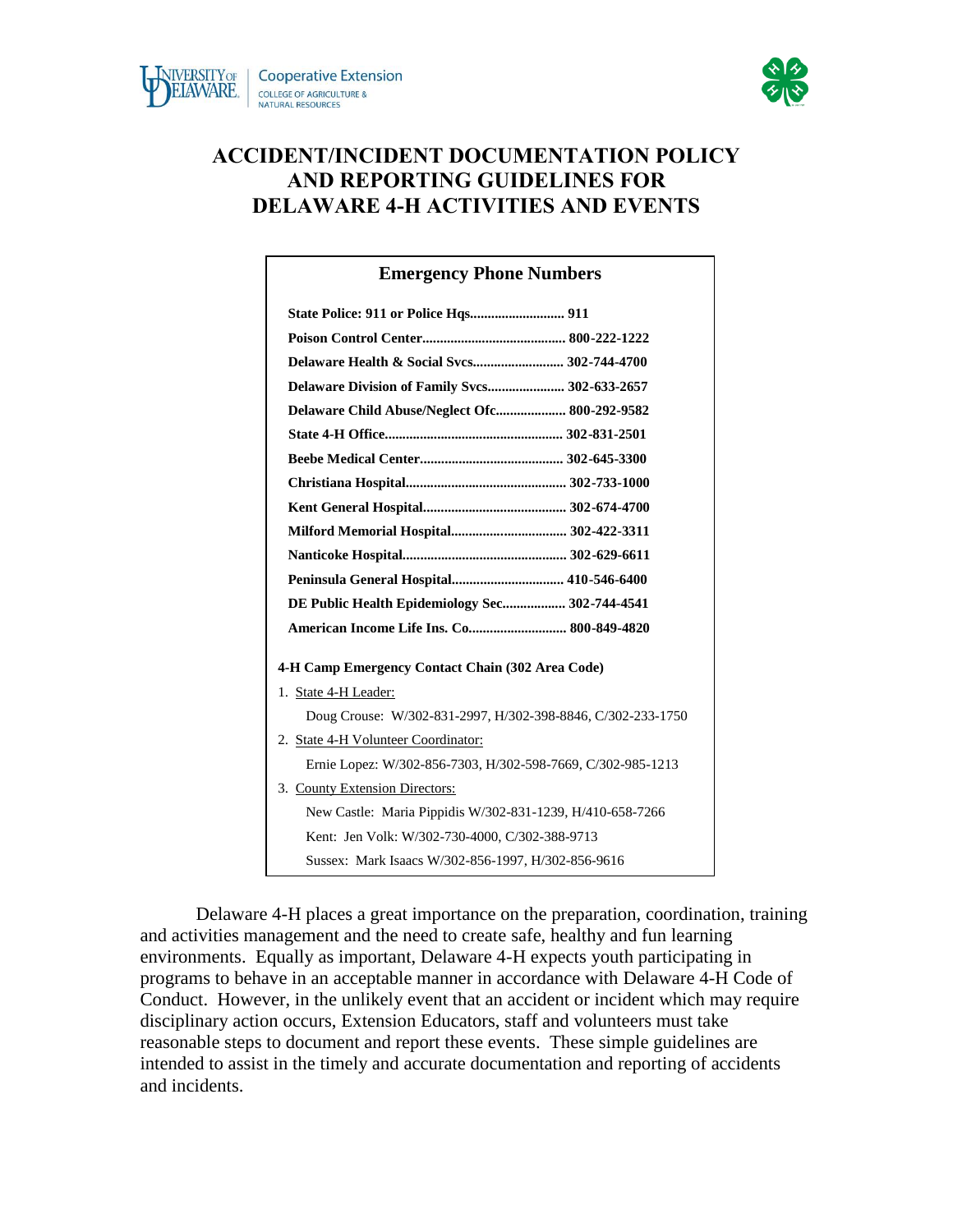University of Delaware | Cooperative Extension
COLLEGE OF AGRICULTURE & NATURAL RESOURCES

# ACCIDENT/INCIDENT DOCUMENTATION POLICY AND REPORTING GUIDELINES FOR DELAWARE 4-H ACTIVITIES AND EVENTS

## Emergency Phone Numbers

| | |
|---|---|
| **State Police: 911 or Police Hqs** | **911** |
| **Poison Control Center** | **800-222-1222** |
| **Delaware Health & Social Svcs** | **302-744-4700** |
| **Delaware Division of Family Svcs** | **302-633-2657** |
| **Delaware Child Abuse/Neglect Ofc** | **800-292-9582** |
| **State 4-H Office** | **302-831-2501** |
| **Beebe Medical Center** | **302-645-3300** |
| **Christiana Hospital** | **302-733-1000** |
| **Kent General Hospital** | **302-674-4700** |
| **Milford Memorial Hospital** | **302-422-3311** |
| **Nanticoke Hospital** | **302-629-6611** |
| **Peninsula General Hospital** | **410-546-6400** |
| **DE Public Health Epidemiology Sec** | **302-744-4541** |
| **American Income Life Ins. Co** | **800-849-4820** |

**4-H Camp Emergency Contact Chain (302 Area Code)**

1. State 4-H Leader:
   Doug Crouse: W/302-831-2997, H/302-398-8846, C/302-233-1750
2. State 4-H Volunteer Coordinator:
   Ernie Lopez: W/302-856-7303, H/302-598-7669, C/302-985-1213
3. County Extension Directors:
   New Castle: Maria Pippidis W/302-831-1239, H/410-658-7266
   Kent: Jen Volk: W/302-730-4000, C/302-388-9713
   Sussex: Mark Isaacs W/302-856-1997, H/302-856-9616

Delaware 4-H places a great importance on the preparation, coordination, training and activities management and the need to create safe, healthy and fun learning environments. Equally as important, Delaware 4-H expects youth participating in programs to behave in an acceptable manner in accordance with Delaware 4-H Code of Conduct. However, in the unlikely event that an accident or incident which may require disciplinary action occurs, Extension Educators, staff and volunteers must take reasonable steps to document and report these events. These simple guidelines are intended to assist in the timely and accurate documentation and reporting of accidents and incidents.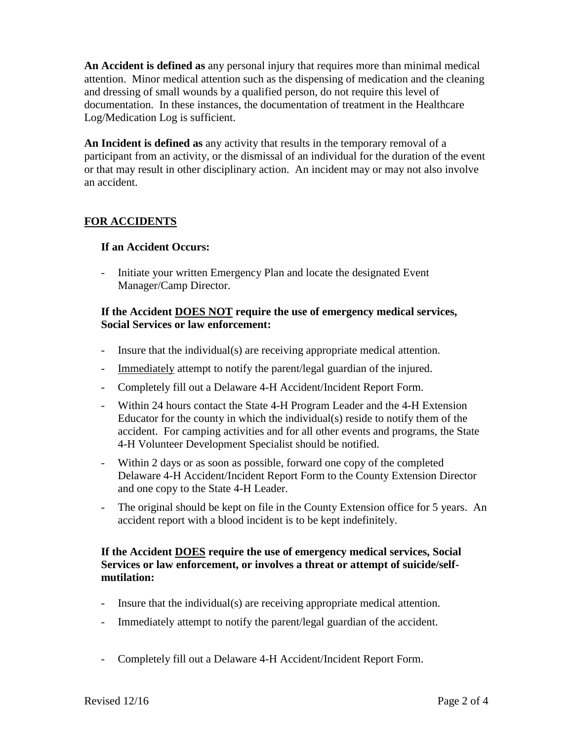**An Accident is defined as** any personal injury that requires more than minimal medical attention. Minor medical attention such as the dispensing of medication and the cleaning and dressing of small wounds by a qualified person, do not require this level of documentation. In these instances, the documentation of treatment in the Healthcare Log/Medication Log is sufficient.

**An Incident is defined as** any activity that results in the temporary removal of a participant from an activity, or the dismissal of an individual for the duration of the event or that may result in other disciplinary action. An incident may or may not also involve an accident.

## FOR ACCIDENTS

### If an Accident Occurs:

- Initiate your written Emergency Plan and locate the designated Event Manager/Camp Director.

### If the Accident DOES NOT require the use of emergency medical services, Social Services or law enforcement:

- Insure that the individual(s) are receiving appropriate medical attention.
- Immediately attempt to notify the parent/legal guardian of the injured.
- Completely fill out a Delaware 4-H Accident/Incident Report Form.
- Within 24 hours contact the State 4-H Program Leader and the 4-H Extension Educator for the county in which the individual(s) reside to notify them of the accident. For camping activities and for all other events and programs, the State 4-H Volunteer Development Specialist should be notified.
- Within 2 days or as soon as possible, forward one copy of the completed Delaware 4-H Accident/Incident Report Form to the County Extension Director and one copy to the State 4-H Leader.
- The original should be kept on file in the County Extension office for 5 years. An accident report with a blood incident is to be kept indefinitely.

### If the Accident DOES require the use of emergency medical services, Social Services or law enforcement, or involves a threat or attempt of suicide/self-mutilation:

- Insure that the individual(s) are receiving appropriate medical attention.
- Immediately attempt to notify the parent/legal guardian of the accident.
- Completely fill out a Delaware 4-H Accident/Incident Report Form.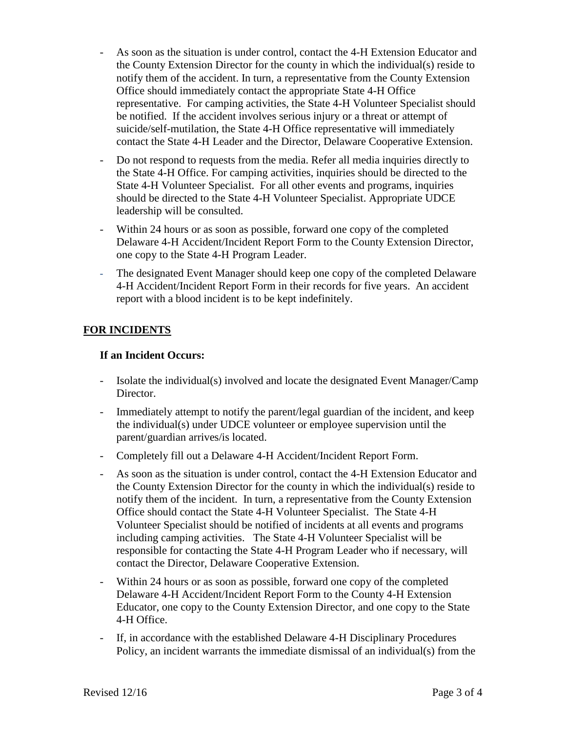- As soon as the situation is under control, contact the 4-H Extension Educator and the County Extension Director for the county in which the individual(s) reside to notify them of the accident. In turn, a representative from the County Extension Office should immediately contact the appropriate State 4-H Office representative. For camping activities, the State 4-H Volunteer Specialist should be notified. If the accident involves serious injury or a threat or attempt of suicide/self-mutilation, the State 4-H Office representative will immediately contact the State 4-H Leader and the Director, Delaware Cooperative Extension.
- Do not respond to requests from the media. Refer all media inquiries directly to the State 4-H Office. For camping activities, inquiries should be directed to the State 4-H Volunteer Specialist. For all other events and programs, inquiries should be directed to the State 4-H Volunteer Specialist. Appropriate UDCE leadership will be consulted.
- Within 24 hours or as soon as possible, forward one copy of the completed Delaware 4-H Accident/Incident Report Form to the County Extension Director, one copy to the State 4-H Program Leader.
- The designated Event Manager should keep one copy of the completed Delaware 4-H Accident/Incident Report Form in their records for five years. An accident report with a blood incident is to be kept indefinitely.

## FOR INCIDENTS

### If an Incident Occurs:

- Isolate the individual(s) involved and locate the designated Event Manager/Camp Director.
- Immediately attempt to notify the parent/legal guardian of the incident, and keep the individual(s) under UDCE volunteer or employee supervision until the parent/guardian arrives/is located.
- Completely fill out a Delaware 4-H Accident/Incident Report Form.
- As soon as the situation is under control, contact the 4-H Extension Educator and the County Extension Director for the county in which the individual(s) reside to notify them of the incident. In turn, a representative from the County Extension Office should contact the State 4-H Volunteer Specialist. The State 4-H Volunteer Specialist should be notified of incidents at all events and programs including camping activities. The State 4-H Volunteer Specialist will be responsible for contacting the State 4-H Program Leader who if necessary, will contact the Director, Delaware Cooperative Extension.
- Within 24 hours or as soon as possible, forward one copy of the completed Delaware 4-H Accident/Incident Report Form to the County 4-H Extension Educator, one copy to the County Extension Director, and one copy to the State 4-H Office.
- If, in accordance with the established Delaware 4-H Disciplinary Procedures Policy, an incident warrants the immediate dismissal of an individual(s) from the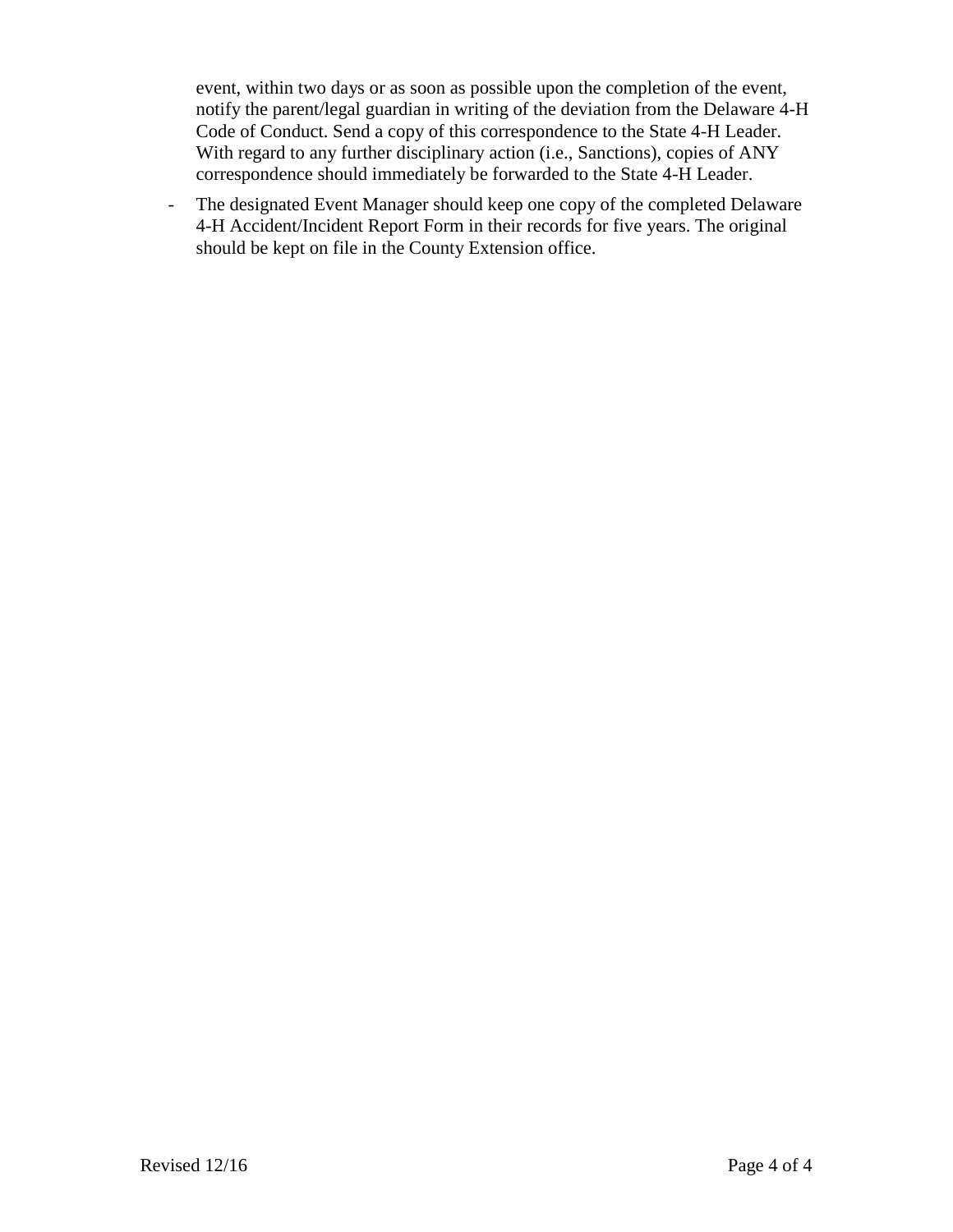event, within two days or as soon as possible upon the completion of the event, notify the parent/legal guardian in writing of the deviation from the Delaware 4-H Code of Conduct. Send a copy of this correspondence to the State 4-H Leader. With regard to any further disciplinary action (i.e., Sanctions), copies of ANY correspondence should immediately be forwarded to the State 4-H Leader.

- The designated Event Manager should keep one copy of the completed Delaware 4-H Accident/Incident Report Form in their records for five years. The original should be kept on file in the County Extension office.

Revised 12/16